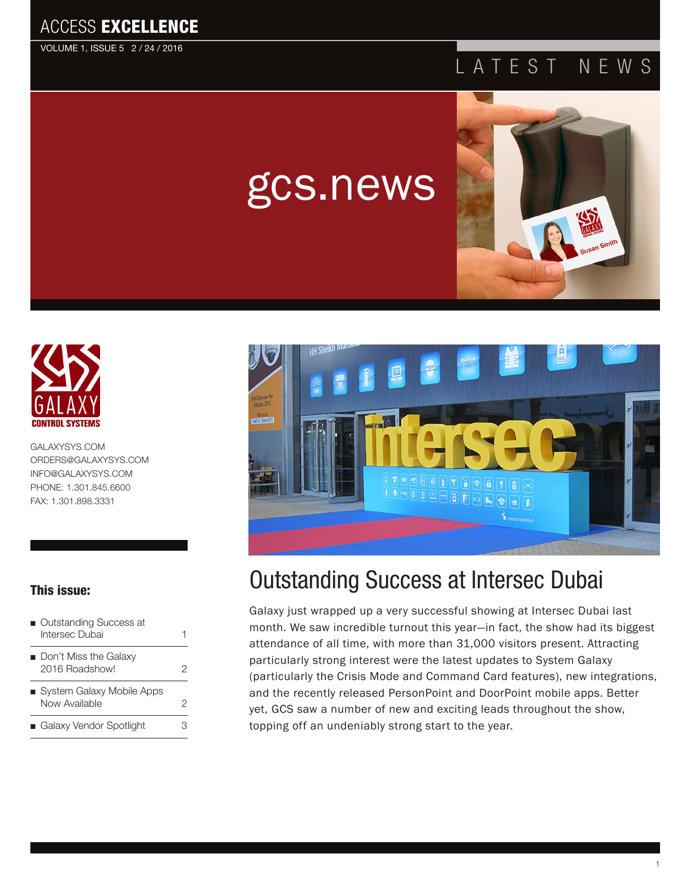# ACCESS EXCELLENCE

VOLUME 1, ISSUE 5 2 / 24 / 2016

LATEST NEWS

gcs.news

GALAXY CONTROL SYSTEMS

GALAXYSYS.COM
ORDERS@GALAXYSYS.COM
INFO@GALAXYSYS.COM
PHONE: 1.301.845.6600
FAX: 1.301.898.3331

**This issue:**

| | |
|---|---|
| Outstanding Success at Intersec Dubai | 1 |
| Don't Miss the Galaxy 2016 Roadshow! | 2 |
| System Galaxy Mobile Apps Now Available | 2 |
| Galaxy Vendor Spotlight | 3 |

## Outstanding Success at Intersec Dubai

Galaxy just wrapped up a very successful showing at Intersec Dubai last month. We saw incredible turnout this year—in fact, the show had its biggest attendance of all time, with more than 31,000 visitors present. Attracting particularly strong interest were the latest updates to System Galaxy (particularly the Crisis Mode and Command Card features), new integrations, and the recently released PersonPoint and DoorPoint mobile apps. Better yet, GCS saw a number of new and exciting leads throughout the show, topping off an undeniably strong start to the year.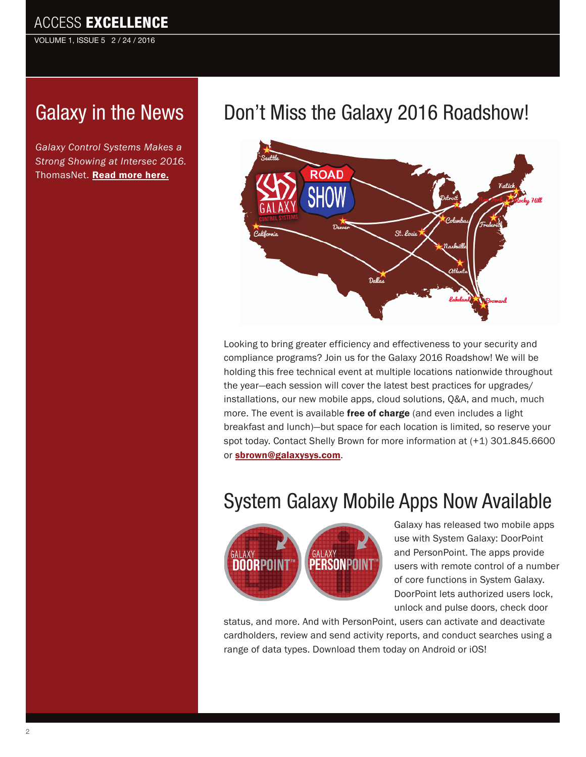## Galaxy in the News

*Galaxy Control Systems Makes a Strong Showing at Intersec 2016.* ThomasNet. **Read more here.**

## Don't Miss the Galaxy 2016 Roadshow!

Looking to bring greater efficiency and effectiveness to your security and compliance programs? Join us for the Galaxy 2016 Roadshow! We will be holding this free technical event at multiple locations nationwide throughout the year—each session will cover the latest best practices for upgrades/installations, our new mobile apps, cloud solutions, Q&A, and much, much more. The event is available **free of charge** (and even includes a light breakfast and lunch)—but space for each location is limited, so reserve your spot today. Contact Shelly Brown for more information at (+1) 301.845.6600 or **sbrown@galaxysys.com**.

## System Galaxy Mobile Apps Now Available

Galaxy has released two mobile apps use with System Galaxy: DoorPoint and PersonPoint. The apps provide users with remote control of a number of core functions in System Galaxy. DoorPoint lets authorized users lock, unlock and pulse doors, check door status, and more. And with PersonPoint, users can activate and deactivate cardholders, review and send activity reports, and conduct searches using a range of data types. Download them today on Android or iOS!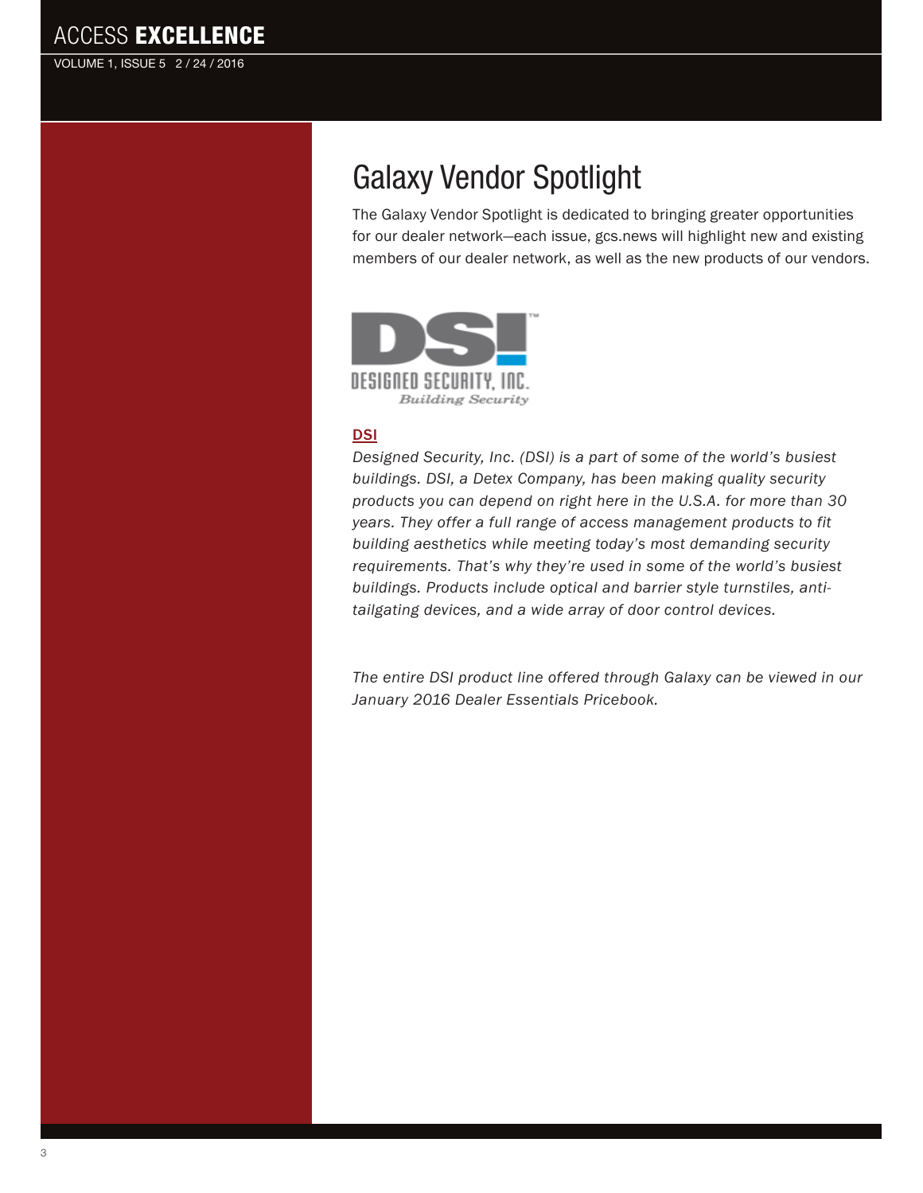# Galaxy Vendor Spotlight

The Galaxy Vendor Spotlight is dedicated to bringing greater opportunities for our dealer network—each issue, gcs.news will highlight new and existing members of our dealer network, as well as the new products of our vendors.

## DSI

*Designed Security, Inc. (DSI) is a part of some of the world's busiest buildings. DSI, a Detex Company, has been making quality security products you can depend on right here in the U.S.A. for more than 30 years. They offer a full range of access management products to fit building aesthetics while meeting today's most demanding security requirements. That's why they're used in some of the world's busiest buildings. Products include optical and barrier style turnstiles, anti-tailgating devices, and a wide array of door control devices.*

*The entire DSI product line offered through Galaxy can be viewed in our January 2016 Dealer Essentials Pricebook.*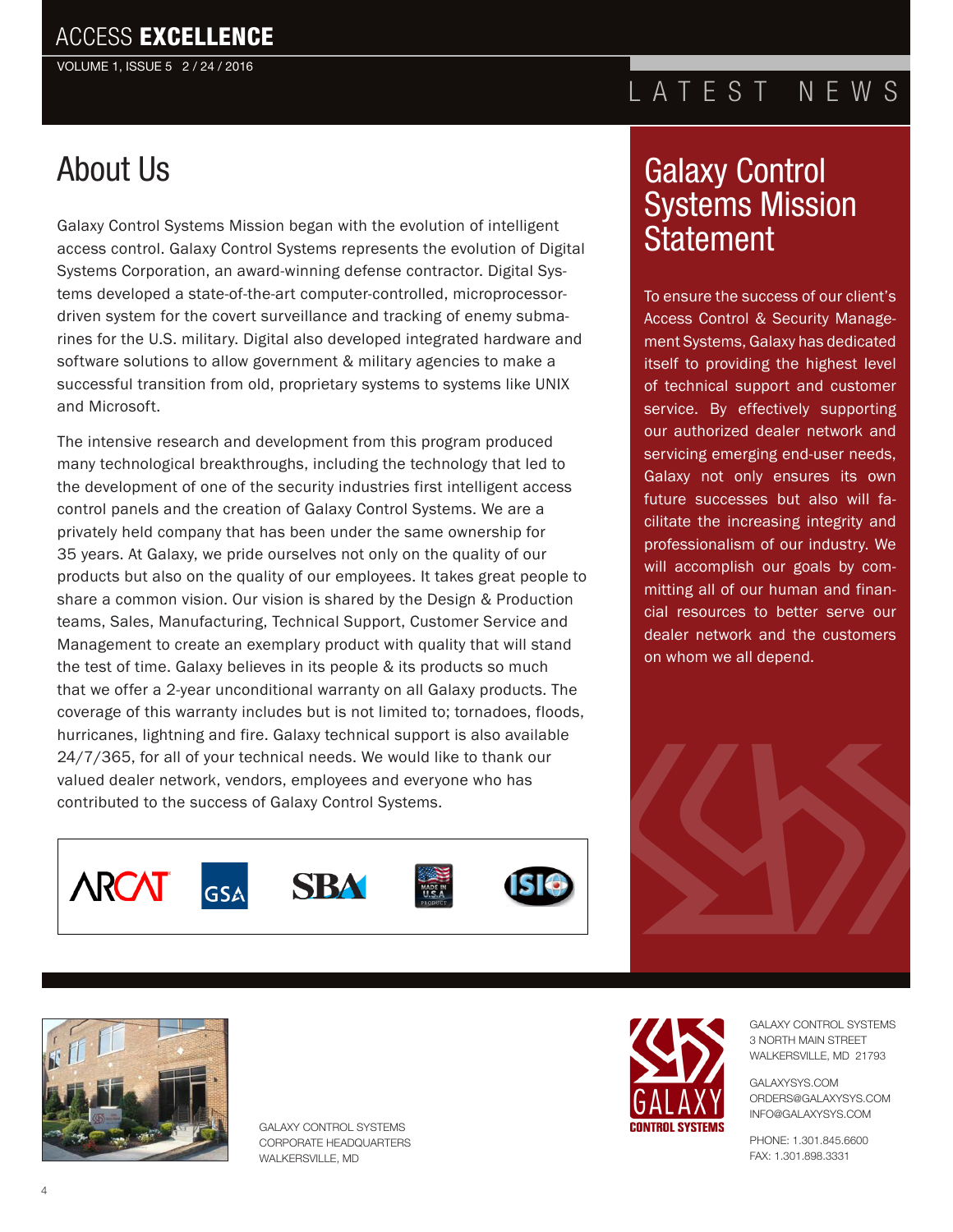# About Us

Galaxy Control Systems Mission began with the evolution of intelligent access control. Galaxy Control Systems represents the evolution of Digital Systems Corporation, an award-winning defense contractor. Digital Systems developed a state-of-the-art computer-controlled, microprocessor-driven system for the covert surveillance and tracking of enemy submarines for the U.S. military. Digital also developed integrated hardware and software solutions to allow government & military agencies to make a successful transition from old, proprietary systems to systems like UNIX and Microsoft.

The intensive research and development from this program produced many technological breakthroughs, including the technology that led to the development of one of the security industries first intelligent access control panels and the creation of Galaxy Control Systems. We are a privately held company that has been under the same ownership for 35 years. At Galaxy, we pride ourselves not only on the quality of our products but also on the quality of our employees. It takes great people to share a common vision. Our vision is shared by the Design & Production teams, Sales, Manufacturing, Technical Support, Customer Service and Management to create an exemplary product with quality that will stand the test of time. Galaxy believes in its people & its products so much that we offer a 2-year unconditional warranty on all Galaxy products. The coverage of this warranty includes but is not limited to; tornadoes, floods, hurricanes, lightning and fire. Galaxy technical support is also available 24/7/365, for all of your technical needs. We would like to thank our valued dealer network, vendors, employees and everyone who has contributed to the success of Galaxy Control Systems.

ARCAT GSA SBA MADE IN U.S.A. PRODUCT ISI

## LATEST NEWS

# Galaxy Control Systems Mission Statement

To ensure the success of our client's Access Control & Security Management Systems, Galaxy has dedicated itself to providing the highest level of technical support and customer service. By effectively supporting our authorized dealer network and servicing emerging end-user needs, Galaxy not only ensures its own future successes but also will facilitate the increasing integrity and professionalism of our industry. We will accomplish our goals by committing all of our human and financial resources to better serve our dealer network and the customers on whom we all depend.

GALAXY CONTROL SYSTEMS
CORPORATE HEADQUARTERS
WALKERSVILLE, MD

GALAXY CONTROL SYSTEMS

GALAXY CONTROL SYSTEMS
3 NORTH MAIN STREET
WALKERSVILLE, MD 21793

GALAXYSYS.COM
ORDERS@GALAXYSYS.COM
INFO@GALAXYSYS.COM

PHONE: 1.301.845.6600
FAX: 1.301.898.3331